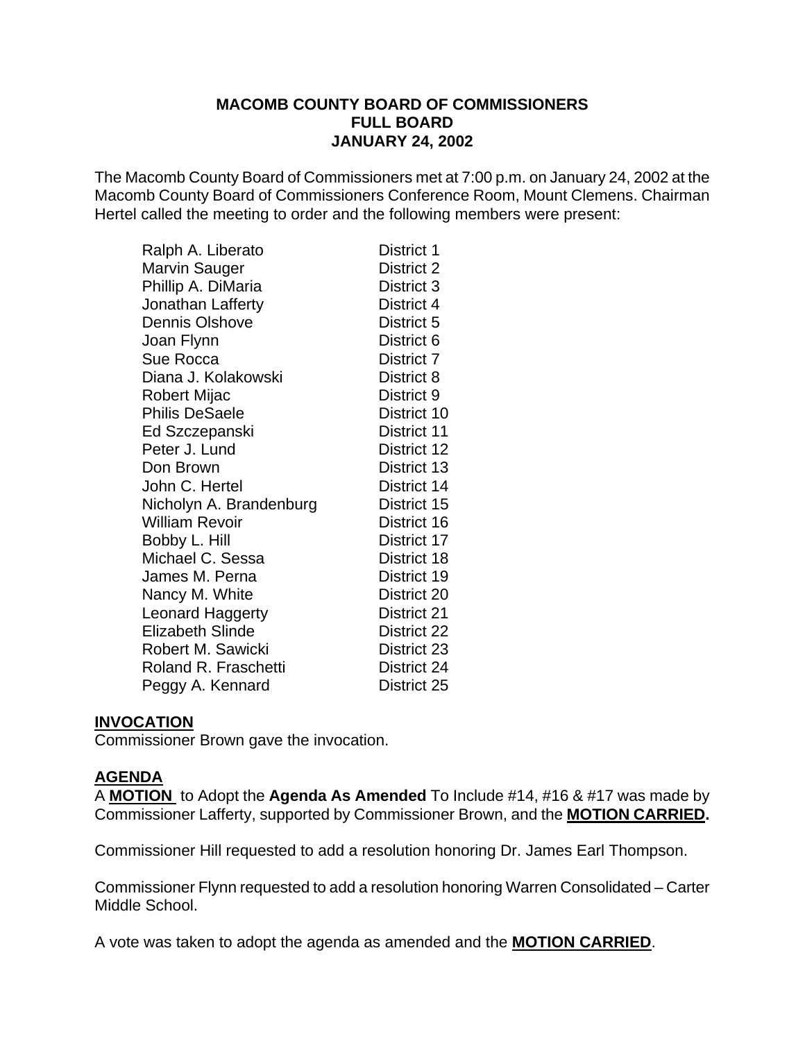# MACOMB COUNTY BOARD OF COMMISSIONERS
# FULL BOARD
# JANUARY 24, 2002

The Macomb County Board of Commissioners met at 7:00 p.m. on January 24, 2002 at the Macomb County Board of Commissioners Conference Room, Mount Clemens. Chairman Hertel called the meeting to order and the following members were present:

| | |
|---|---|
| Ralph A. Liberato | District 1 |
| Marvin Sauger | District 2 |
| Phillip A. DiMaria | District 3 |
| Jonathan Lafferty | District 4 |
| Dennis Olshove | District 5 |
| Joan Flynn | District 6 |
| Sue Rocca | District 7 |
| Diana J. Kolakowski | District 8 |
| Robert Mijac | District 9 |
| Philis DeSaele | District 10 |
| Ed Szczepanski | District 11 |
| Peter J. Lund | District 12 |
| Don Brown | District 13 |
| John C. Hertel | District 14 |
| Nicholyn A. Brandenburg | District 15 |
| William Revoir | District 16 |
| Bobby L. Hill | District 17 |
| Michael C. Sessa | District 18 |
| James M. Perna | District 19 |
| Nancy M. White | District 20 |
| Leonard Haggerty | District 21 |
| Elizabeth Slinde | District 22 |
| Robert M. Sawicki | District 23 |
| Roland R. Fraschetti | District 24 |
| Peggy A. Kennard | District 25 |

**INVOCATION**

Commissioner Brown gave the invocation.

**AGENDA**

A **MOTION** to Adopt the **Agenda As Amended** To Include #14, #16 & #17 was made by Commissioner Lafferty, supported by Commissioner Brown, and the **MOTION CARRIED.**

Commissioner Hill requested to add a resolution honoring Dr. James Earl Thompson.

Commissioner Flynn requested to add a resolution honoring Warren Consolidated – Carter Middle School.

A vote was taken to adopt the agenda as amended and the **MOTION CARRIED**.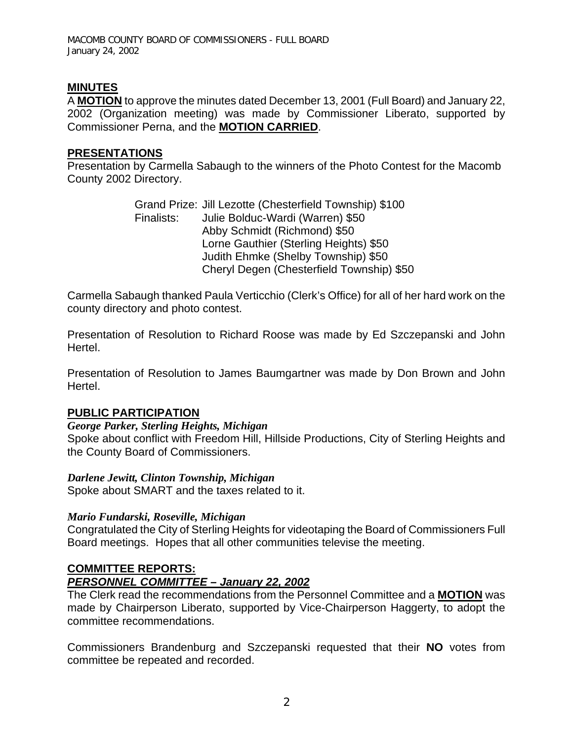## MINUTES

A **MOTION** to approve the minutes dated December 13, 2001 (Full Board) and January 22, 2002 (Organization meeting) was made by Commissioner Liberato, supported by Commissioner Perna, and the **MOTION CARRIED**.

## PRESENTATIONS

Presentation by Carmella Sabaugh to the winners of the Photo Contest for the Macomb County 2002 Directory.

Grand Prize: Jill Lezotte (Chesterfield Township) $100
Finalists: Julie Bolduc-Wardi (Warren) $50
Abby Schmidt (Richmond) $50
Lorne Gauthier (Sterling Heights) $50
Judith Ehmke (Shelby Township) $50
Cheryl Degen (Chesterfield Township) $50

Carmella Sabaugh thanked Paula Verticchio (Clerk's Office) for all of her hard work on the county directory and photo contest.

Presentation of Resolution to Richard Roose was made by Ed Szczepanski and John Hertel.

Presentation of Resolution to James Baumgartner was made by Don Brown and John Hertel.

## PUBLIC PARTICIPATION

***George Parker, Sterling Heights, Michigan***

Spoke about conflict with Freedom Hill, Hillside Productions, City of Sterling Heights and the County Board of Commissioners.

***Darlene Jewitt, Clinton Township, Michigan***

Spoke about SMART and the taxes related to it.

***Mario Fundarski, Roseville, Michigan***

Congratulated the City of Sterling Heights for videotaping the Board of Commissioners Full Board meetings. Hopes that all other communities televise the meeting.

## COMMITTEE REPORTS:

### *PERSONNEL COMMITTEE – January 22, 2002*

The Clerk read the recommendations from the Personnel Committee and a **MOTION** was made by Chairperson Liberato, supported by Vice-Chairperson Haggerty, to adopt the committee recommendations.

Commissioners Brandenburg and Szczepanski requested that their **NO** votes from committee be repeated and recorded.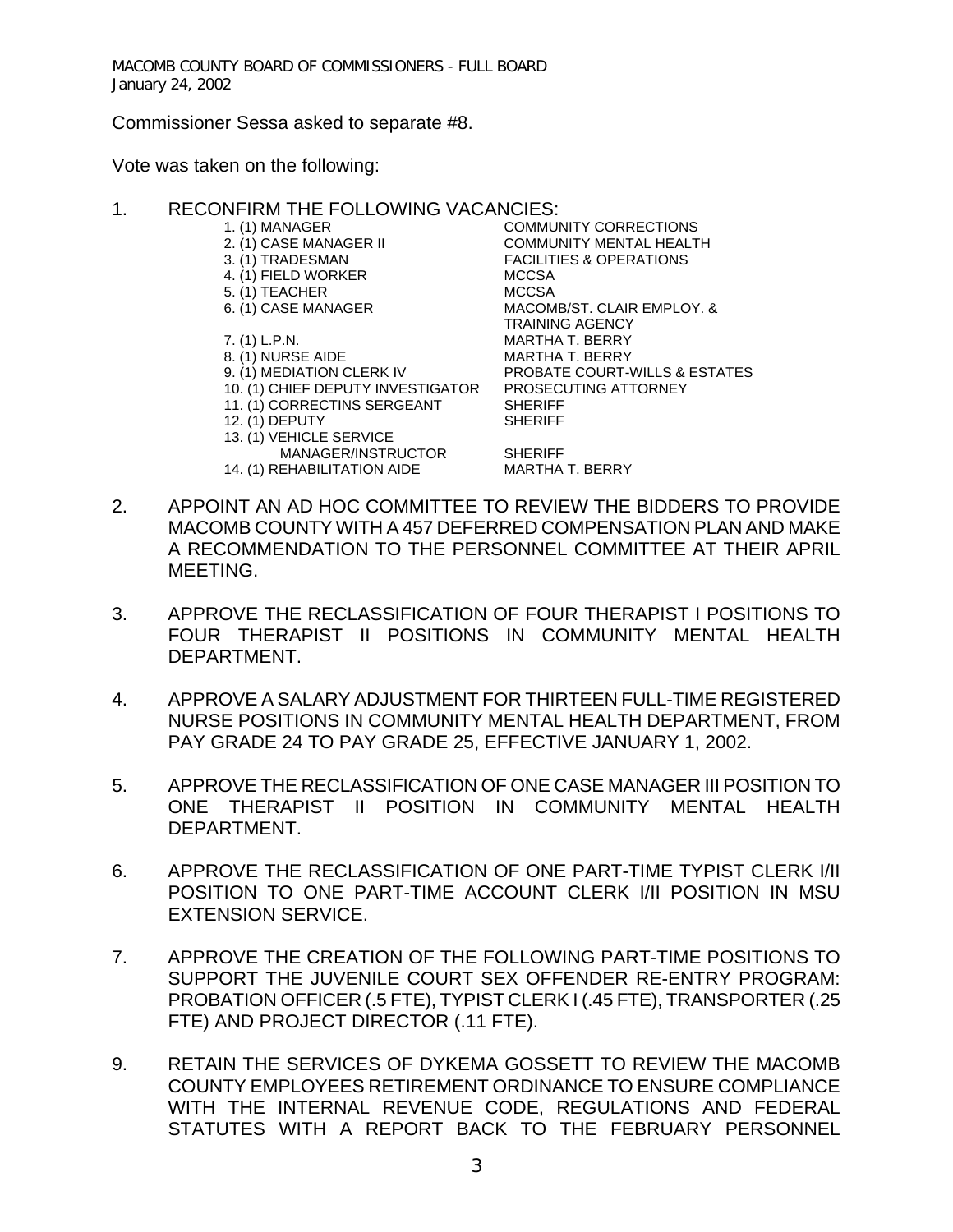Commissioner Sessa asked to separate #8.

Vote was taken on the following:

1. RECONFIRM THE FOLLOWING VACANCIES:

| | |
|---|---|
| 1. (1) MANAGER | COMMUNITY CORRECTIONS |
| 2. (1) CASE MANAGER II | COMMUNITY MENTAL HEALTH |
| 3. (1) TRADESMAN | FACILITIES & OPERATIONS |
| 4. (1) FIELD WORKER | MCCSA |
| 5. (1) TEACHER | MCCSA |
| 6. (1) CASE MANAGER | MACOMB/ST. CLAIR EMPLOY. & TRAINING AGENCY |
| 7. (1) L.P.N. | MARTHA T. BERRY |
| 8. (1) NURSE AIDE | MARTHA T. BERRY |
| 9. (1) MEDIATION CLERK IV | PROBATE COURT-WILLS & ESTATES |
| 10. (1) CHIEF DEPUTY INVESTIGATOR | PROSECUTING ATTORNEY |
| 11. (1) CORRECTINS SERGEANT | SHERIFF |
| 12. (1) DEPUTY | SHERIFF |
| 13. (1) VEHICLE SERVICE MANAGER/INSTRUCTOR | SHERIFF |
| 14. (1) REHABILITATION AIDE | MARTHA T. BERRY |

2. APPOINT AN AD HOC COMMITTEE TO REVIEW THE BIDDERS TO PROVIDE MACOMB COUNTY WITH A 457 DEFERRED COMPENSATION PLAN AND MAKE A RECOMMENDATION TO THE PERSONNEL COMMITTEE AT THEIR APRIL MEETING.

3. APPROVE THE RECLASSIFICATION OF FOUR THERAPIST I POSITIONS TO FOUR THERAPIST II POSITIONS IN COMMUNITY MENTAL HEALTH DEPARTMENT.

4. APPROVE A SALARY ADJUSTMENT FOR THIRTEEN FULL-TIME REGISTERED NURSE POSITIONS IN COMMUNITY MENTAL HEALTH DEPARTMENT, FROM PAY GRADE 24 TO PAY GRADE 25, EFFECTIVE JANUARY 1, 2002.

5. APPROVE THE RECLASSIFICATION OF ONE CASE MANAGER III POSITION TO ONE THERAPIST II POSITION IN COMMUNITY MENTAL HEALTH DEPARTMENT.

6. APPROVE THE RECLASSIFICATION OF ONE PART-TIME TYPIST CLERK I/II POSITION TO ONE PART-TIME ACCOUNT CLERK I/II POSITION IN MSU EXTENSION SERVICE.

7. APPROVE THE CREATION OF THE FOLLOWING PART-TIME POSITIONS TO SUPPORT THE JUVENILE COURT SEX OFFENDER RE-ENTRY PROGRAM: PROBATION OFFICER (.5 FTE), TYPIST CLERK I (.45 FTE), TRANSPORTER (.25 FTE) AND PROJECT DIRECTOR (.11 FTE).

9. RETAIN THE SERVICES OF DYKEMA GOSSETT TO REVIEW THE MACOMB COUNTY EMPLOYEES RETIREMENT ORDINANCE TO ENSURE COMPLIANCE WITH THE INTERNAL REVENUE CODE, REGULATIONS AND FEDERAL STATUTES WITH A REPORT BACK TO THE FEBRUARY PERSONNEL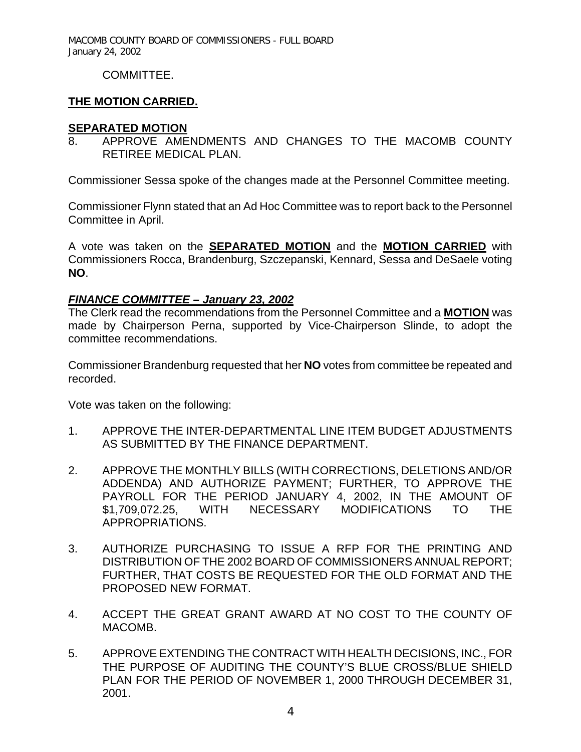COMMITTEE.

**THE MOTION CARRIED.**

**SEPARATED MOTION**

8. APPROVE AMENDMENTS AND CHANGES TO THE MACOMB COUNTY RETIREE MEDICAL PLAN.

Commissioner Sessa spoke of the changes made at the Personnel Committee meeting.

Commissioner Flynn stated that an Ad Hoc Committee was to report back to the Personnel Committee in April.

A vote was taken on the **SEPARATED MOTION** and the **MOTION CARRIED** with Commissioners Rocca, Brandenburg, Szczepanski, Kennard, Sessa and DeSaele voting **NO**.

***FINANCE COMMITTEE – January 23, 2002***

The Clerk read the recommendations from the Personnel Committee and a **MOTION** was made by Chairperson Perna, supported by Vice-Chairperson Slinde, to adopt the committee recommendations.

Commissioner Brandenburg requested that her **NO** votes from committee be repeated and recorded.

Vote was taken on the following:

1. APPROVE THE INTER-DEPARTMENTAL LINE ITEM BUDGET ADJUSTMENTS AS SUBMITTED BY THE FINANCE DEPARTMENT.

2. APPROVE THE MONTHLY BILLS (WITH CORRECTIONS, DELETIONS AND/OR ADDENDA) AND AUTHORIZE PAYMENT; FURTHER, TO APPROVE THE PAYROLL FOR THE PERIOD JANUARY 4, 2002, IN THE AMOUNT OF $1,709,072.25, WITH NECESSARY MODIFICATIONS TO THE APPROPRIATIONS.

3. AUTHORIZE PURCHASING TO ISSUE A RFP FOR THE PRINTING AND DISTRIBUTION OF THE 2002 BOARD OF COMMISSIONERS ANNUAL REPORT; FURTHER, THAT COSTS BE REQUESTED FOR THE OLD FORMAT AND THE PROPOSED NEW FORMAT.

4. ACCEPT THE GREAT GRANT AWARD AT NO COST TO THE COUNTY OF MACOMB.

5. APPROVE EXTENDING THE CONTRACT WITH HEALTH DECISIONS, INC., FOR THE PURPOSE OF AUDITING THE COUNTY'S BLUE CROSS/BLUE SHIELD PLAN FOR THE PERIOD OF NOVEMBER 1, 2000 THROUGH DECEMBER 31, 2001.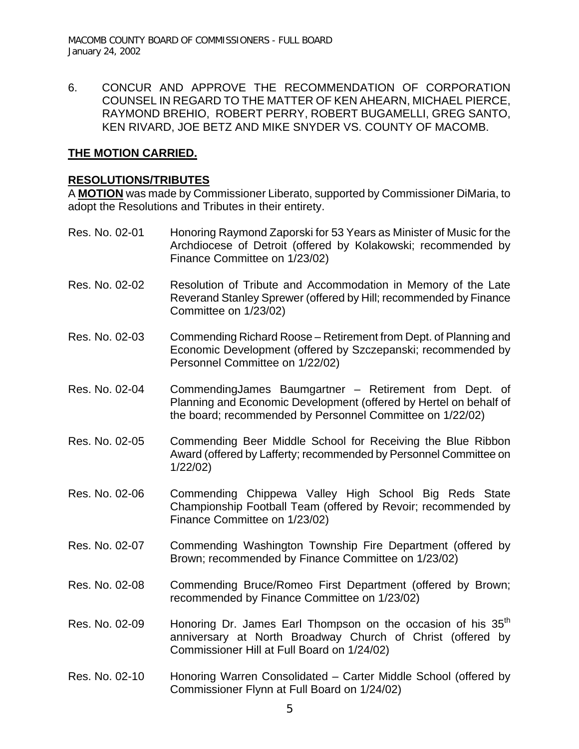6. CONCUR AND APPROVE THE RECOMMENDATION OF CORPORATION COUNSEL IN REGARD TO THE MATTER OF KEN AHEARN, MICHAEL PIERCE, RAYMOND BREHIO, ROBERT PERRY, ROBERT BUGAMELLI, GREG SANTO, KEN RIVARD, JOE BETZ AND MIKE SNYDER VS. COUNTY OF MACOMB.

**THE MOTION CARRIED.**

**RESOLUTIONS/TRIBUTES**

A **MOTION** was made by Commissioner Liberato, supported by Commissioner DiMaria, to adopt the Resolutions and Tributes in their entirety.

Res. No. 02-01 Honoring Raymond Zaporski for 53 Years as Minister of Music for the Archdiocese of Detroit (offered by Kolakowski; recommended by Finance Committee on 1/23/02)

Res. No. 02-02 Resolution of Tribute and Accommodation in Memory of the Late Reverand Stanley Sprewer (offered by Hill; recommended by Finance Committee on 1/23/02)

Res. No. 02-03 Commending Richard Roose – Retirement from Dept. of Planning and Economic Development (offered by Szczepanski; recommended by Personnel Committee on 1/22/02)

Res. No. 02-04 CommendingJames Baumgartner – Retirement from Dept. of Planning and Economic Development (offered by Hertel on behalf of the board; recommended by Personnel Committee on 1/22/02)

Res. No. 02-05 Commending Beer Middle School for Receiving the Blue Ribbon Award (offered by Lafferty; recommended by Personnel Committee on 1/22/02)

Res. No. 02-06 Commending Chippewa Valley High School Big Reds State Championship Football Team (offered by Revoir; recommended by Finance Committee on 1/23/02)

Res. No. 02-07 Commending Washington Township Fire Department (offered by Brown; recommended by Finance Committee on 1/23/02)

Res. No. 02-08 Commending Bruce/Romeo First Department (offered by Brown; recommended by Finance Committee on 1/23/02)

Res. No. 02-09 Honoring Dr. James Earl Thompson on the occasion of his 35th anniversary at North Broadway Church of Christ (offered by Commissioner Hill at Full Board on 1/24/02)

Res. No. 02-10 Honoring Warren Consolidated – Carter Middle School (offered by Commissioner Flynn at Full Board on 1/24/02)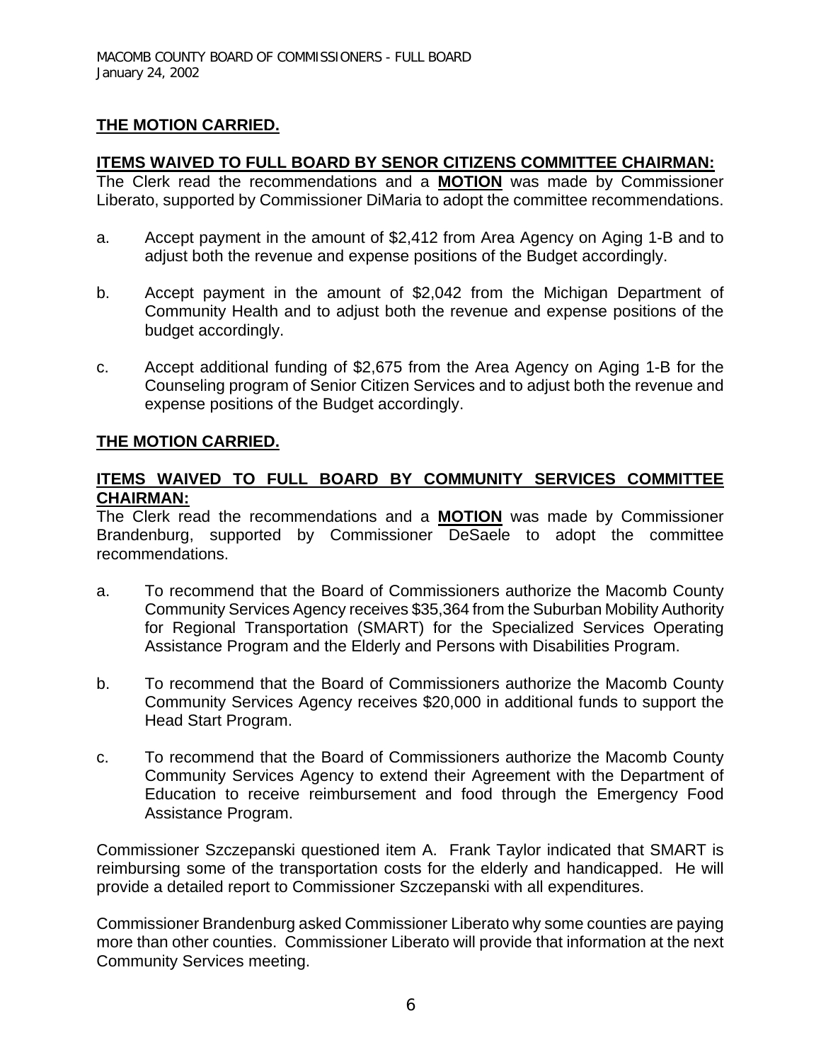**THE MOTION CARRIED.**

**ITEMS WAIVED TO FULL BOARD BY SENOR CITIZENS COMMITTEE CHAIRMAN:**
The Clerk read the recommendations and a **MOTION** was made by Commissioner Liberato, supported by Commissioner DiMaria to adopt the committee recommendations.

a. Accept payment in the amount of $2,412 from Area Agency on Aging 1-B and to adjust both the revenue and expense positions of the Budget accordingly.

b. Accept payment in the amount of $2,042 from the Michigan Department of Community Health and to adjust both the revenue and expense positions of the budget accordingly.

c. Accept additional funding of $2,675 from the Area Agency on Aging 1-B for the Counseling program of Senior Citizen Services and to adjust both the revenue and expense positions of the Budget accordingly.

**THE MOTION CARRIED.**

**ITEMS WAIVED TO FULL BOARD BY COMMUNITY SERVICES COMMITTEE CHAIRMAN:**
The Clerk read the recommendations and a **MOTION** was made by Commissioner Brandenburg, supported by Commissioner DeSaele to adopt the committee recommendations.

a. To recommend that the Board of Commissioners authorize the Macomb County Community Services Agency receives $35,364 from the Suburban Mobility Authority for Regional Transportation (SMART) for the Specialized Services Operating Assistance Program and the Elderly and Persons with Disabilities Program.

b. To recommend that the Board of Commissioners authorize the Macomb County Community Services Agency receives $20,000 in additional funds to support the Head Start Program.

c. To recommend that the Board of Commissioners authorize the Macomb County Community Services Agency to extend their Agreement with the Department of Education to receive reimbursement and food through the Emergency Food Assistance Program.

Commissioner Szczepanski questioned item A. Frank Taylor indicated that SMART is reimbursing some of the transportation costs for the elderly and handicapped. He will provide a detailed report to Commissioner Szczepanski with all expenditures.

Commissioner Brandenburg asked Commissioner Liberato why some counties are paying more than other counties. Commissioner Liberato will provide that information at the next Community Services meeting.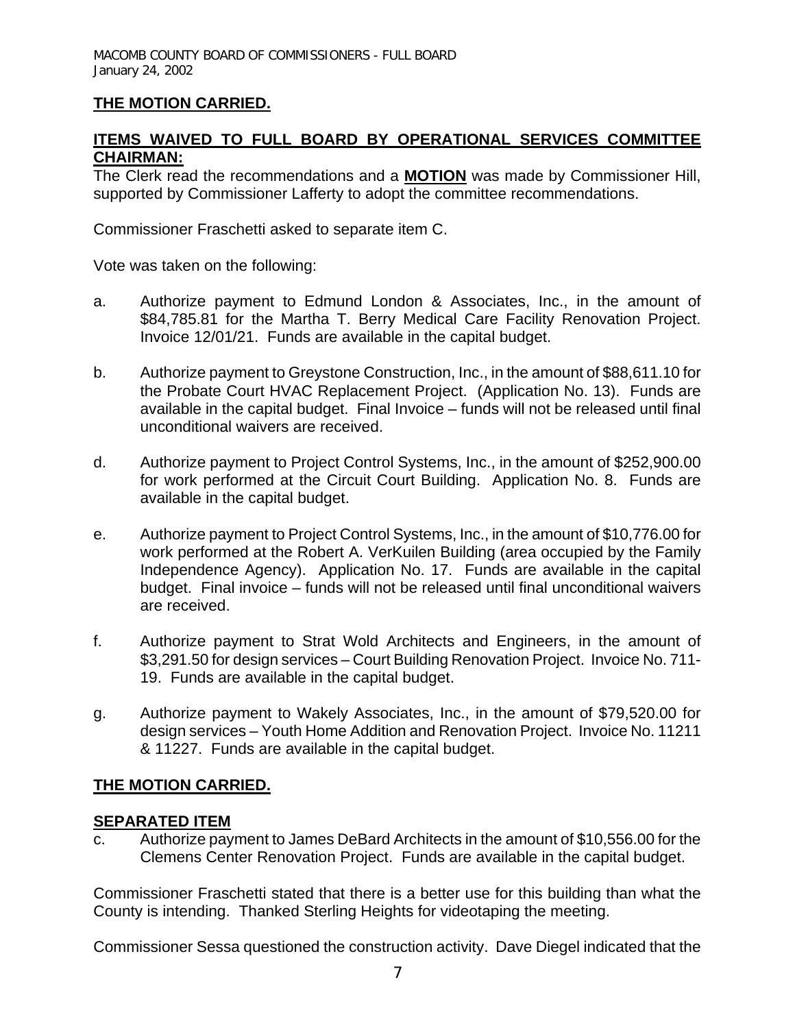**THE MOTION CARRIED.**

**ITEMS WAIVED TO FULL BOARD BY OPERATIONAL SERVICES COMMITTEE CHAIRMAN:**
The Clerk read the recommendations and a **MOTION** was made by Commissioner Hill, supported by Commissioner Lafferty to adopt the committee recommendations.

Commissioner Fraschetti asked to separate item C.

Vote was taken on the following:

a. Authorize payment to Edmund London & Associates, Inc., in the amount of $84,785.81 for the Martha T. Berry Medical Care Facility Renovation Project. Invoice 12/01/21. Funds are available in the capital budget.

b. Authorize payment to Greystone Construction, Inc., in the amount of $88,611.10 for the Probate Court HVAC Replacement Project. (Application No. 13). Funds are available in the capital budget. Final Invoice – funds will not be released until final unconditional waivers are received.

d. Authorize payment to Project Control Systems, Inc., in the amount of $252,900.00 for work performed at the Circuit Court Building. Application No. 8. Funds are available in the capital budget.

e. Authorize payment to Project Control Systems, Inc., in the amount of $10,776.00 for work performed at the Robert A. VerKuilen Building (area occupied by the Family Independence Agency). Application No. 17. Funds are available in the capital budget. Final invoice – funds will not be released until final unconditional waivers are received.

f. Authorize payment to Strat Wold Architects and Engineers, in the amount of $3,291.50 for design services – Court Building Renovation Project. Invoice No. 711-19. Funds are available in the capital budget.

g. Authorize payment to Wakely Associates, Inc., in the amount of $79,520.00 for design services – Youth Home Addition and Renovation Project. Invoice No. 11211 & 11227. Funds are available in the capital budget.

**THE MOTION CARRIED.**

**SEPARATED ITEM**

c. Authorize payment to James DeBard Architects in the amount of $10,556.00 for the Clemens Center Renovation Project. Funds are available in the capital budget.

Commissioner Fraschetti stated that there is a better use for this building than what the County is intending. Thanked Sterling Heights for videotaping the meeting.

Commissioner Sessa questioned the construction activity. Dave Diegel indicated that the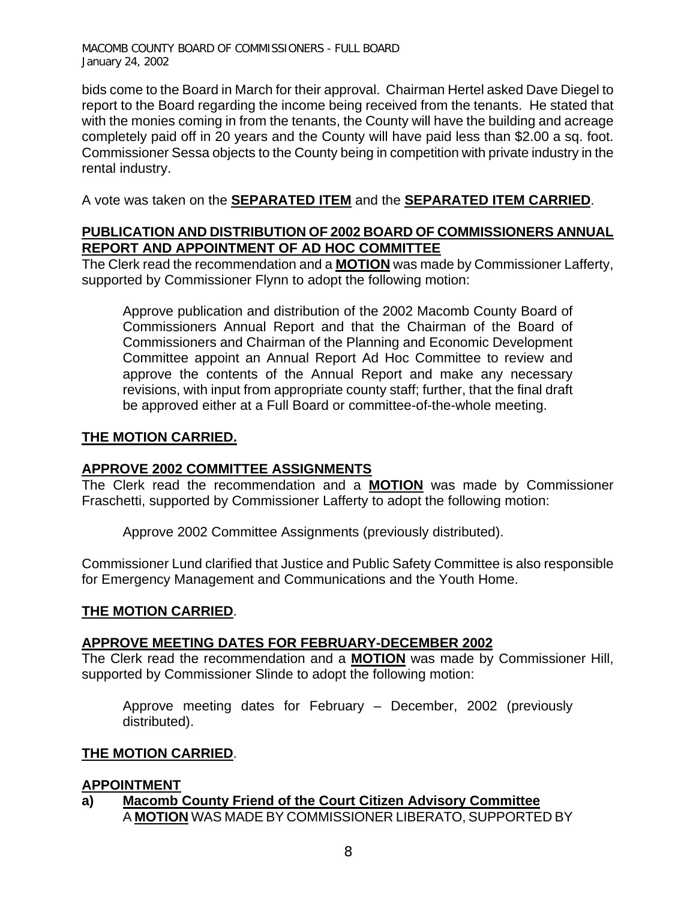bids come to the Board in March for their approval. Chairman Hertel asked Dave Diegel to report to the Board regarding the income being received from the tenants. He stated that with the monies coming in from the tenants, the County will have the building and acreage completely paid off in 20 years and the County will have paid less than $2.00 a sq. foot. Commissioner Sessa objects to the County being in competition with private industry in the rental industry.

A vote was taken on the **SEPARATED ITEM** and the **SEPARATED ITEM CARRIED**.

## PUBLICATION AND DISTRIBUTION OF 2002 BOARD OF COMMISSIONERS ANNUAL REPORT AND APPOINTMENT OF AD HOC COMMITTEE

The Clerk read the recommendation and a **MOTION** was made by Commissioner Lafferty, supported by Commissioner Flynn to adopt the following motion:

> Approve publication and distribution of the 2002 Macomb County Board of Commissioners Annual Report and that the Chairman of the Board of Commissioners and Chairman of the Planning and Economic Development Committee appoint an Annual Report Ad Hoc Committee to review and approve the contents of the Annual Report and make any necessary revisions, with input from appropriate county staff; further, that the final draft be approved either at a Full Board or committee-of-the-whole meeting.

**THE MOTION CARRIED.**

## APPROVE 2002 COMMITTEE ASSIGNMENTS

The Clerk read the recommendation and a **MOTION** was made by Commissioner Fraschetti, supported by Commissioner Lafferty to adopt the following motion:

> Approve 2002 Committee Assignments (previously distributed).

Commissioner Lund clarified that Justice and Public Safety Committee is also responsible for Emergency Management and Communications and the Youth Home.

**THE MOTION CARRIED**.

## APPROVE MEETING DATES FOR FEBRUARY-DECEMBER 2002

The Clerk read the recommendation and a **MOTION** was made by Commissioner Hill, supported by Commissioner Slinde to adopt the following motion:

> Approve meeting dates for February – December, 2002 (previously distributed).

**THE MOTION CARRIED**.

## APPOINTMENT

**a) Macomb County Friend of the Court Citizen Advisory Committee**

A **MOTION** WAS MADE BY COMMISSIONER LIBERATO, SUPPORTED BY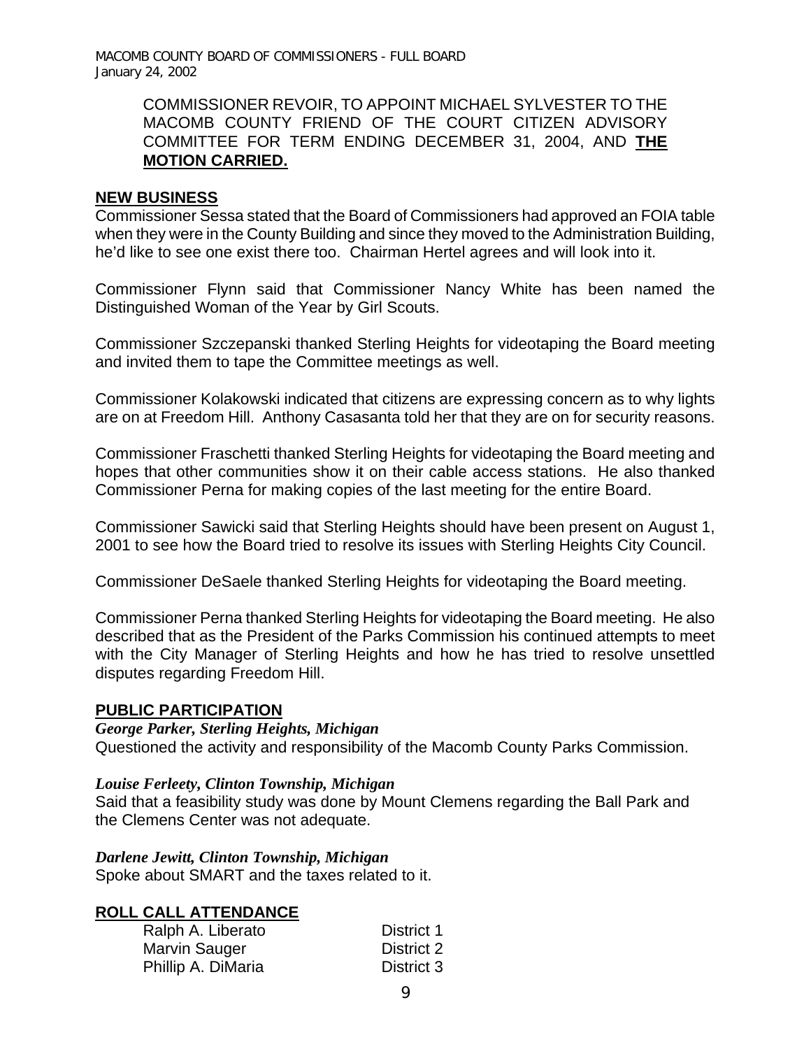COMMISSIONER REVOIR, TO APPOINT MICHAEL SYLVESTER TO THE MACOMB COUNTY FRIEND OF THE COURT CITIZEN ADVISORY COMMITTEE FOR TERM ENDING DECEMBER 31, 2004, AND **THE MOTION CARRIED.**

## NEW BUSINESS

Commissioner Sessa stated that the Board of Commissioners had approved an FOIA table when they were in the County Building and since they moved to the Administration Building, he'd like to see one exist there too. Chairman Hertel agrees and will look into it.

Commissioner Flynn said that Commissioner Nancy White has been named the Distinguished Woman of the Year by Girl Scouts.

Commissioner Szczepanski thanked Sterling Heights for videotaping the Board meeting and invited them to tape the Committee meetings as well.

Commissioner Kolakowski indicated that citizens are expressing concern as to why lights are on at Freedom Hill. Anthony Casasanta told her that they are on for security reasons.

Commissioner Fraschetti thanked Sterling Heights for videotaping the Board meeting and hopes that other communities show it on their cable access stations. He also thanked Commissioner Perna for making copies of the last meeting for the entire Board.

Commissioner Sawicki said that Sterling Heights should have been present on August 1, 2001 to see how the Board tried to resolve its issues with Sterling Heights City Council.

Commissioner DeSaele thanked Sterling Heights for videotaping the Board meeting.

Commissioner Perna thanked Sterling Heights for videotaping the Board meeting. He also described that as the President of the Parks Commission his continued attempts to meet with the City Manager of Sterling Heights and how he has tried to resolve unsettled disputes regarding Freedom Hill.

## PUBLIC PARTICIPATION

***George Parker, Sterling Heights, Michigan***
Questioned the activity and responsibility of the Macomb County Parks Commission.

***Louise Ferleety, Clinton Township, Michigan***
Said that a feasibility study was done by Mount Clemens regarding the Ball Park and the Clemens Center was not adequate.

***Darlene Jewitt, Clinton Township, Michigan***
Spoke about SMART and the taxes related to it.

## ROLL CALL ATTENDANCE

| | |
|---|---|
| Ralph A. Liberato | District 1 |
| Marvin Sauger | District 2 |
| Phillip A. DiMaria | District 3 |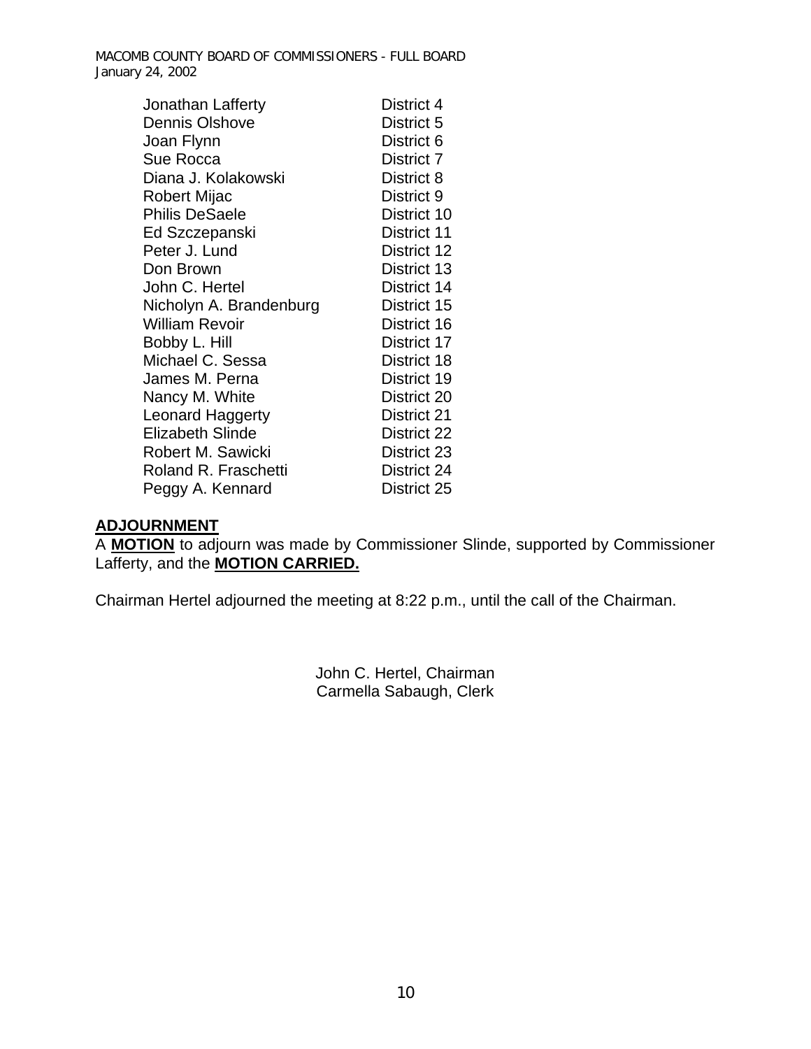| | |
|---|---|
| Jonathan Lafferty | District 4 |
| Dennis Olshove | District 5 |
| Joan Flynn | District 6 |
| Sue Rocca | District 7 |
| Diana J. Kolakowski | District 8 |
| Robert Mijac | District 9 |
| Philis DeSaele | District 10 |
| Ed Szczepanski | District 11 |
| Peter J. Lund | District 12 |
| Don Brown | District 13 |
| John C. Hertel | District 14 |
| Nicholyn A. Brandenburg | District 15 |
| William Revoir | District 16 |
| Bobby L. Hill | District 17 |
| Michael C. Sessa | District 18 |
| James M. Perna | District 19 |
| Nancy M. White | District 20 |
| Leonard Haggerty | District 21 |
| Elizabeth Slinde | District 22 |
| Robert M. Sawicki | District 23 |
| Roland R. Fraschetti | District 24 |
| Peggy A. Kennard | District 25 |

## ADJOURNMENT

A **MOTION** to adjourn was made by Commissioner Slinde, supported by Commissioner Lafferty, and the **MOTION CARRIED.**

Chairman Hertel adjourned the meeting at 8:22 p.m., until the call of the Chairman.

John C. Hertel, Chairman
Carmella Sabaugh, Clerk